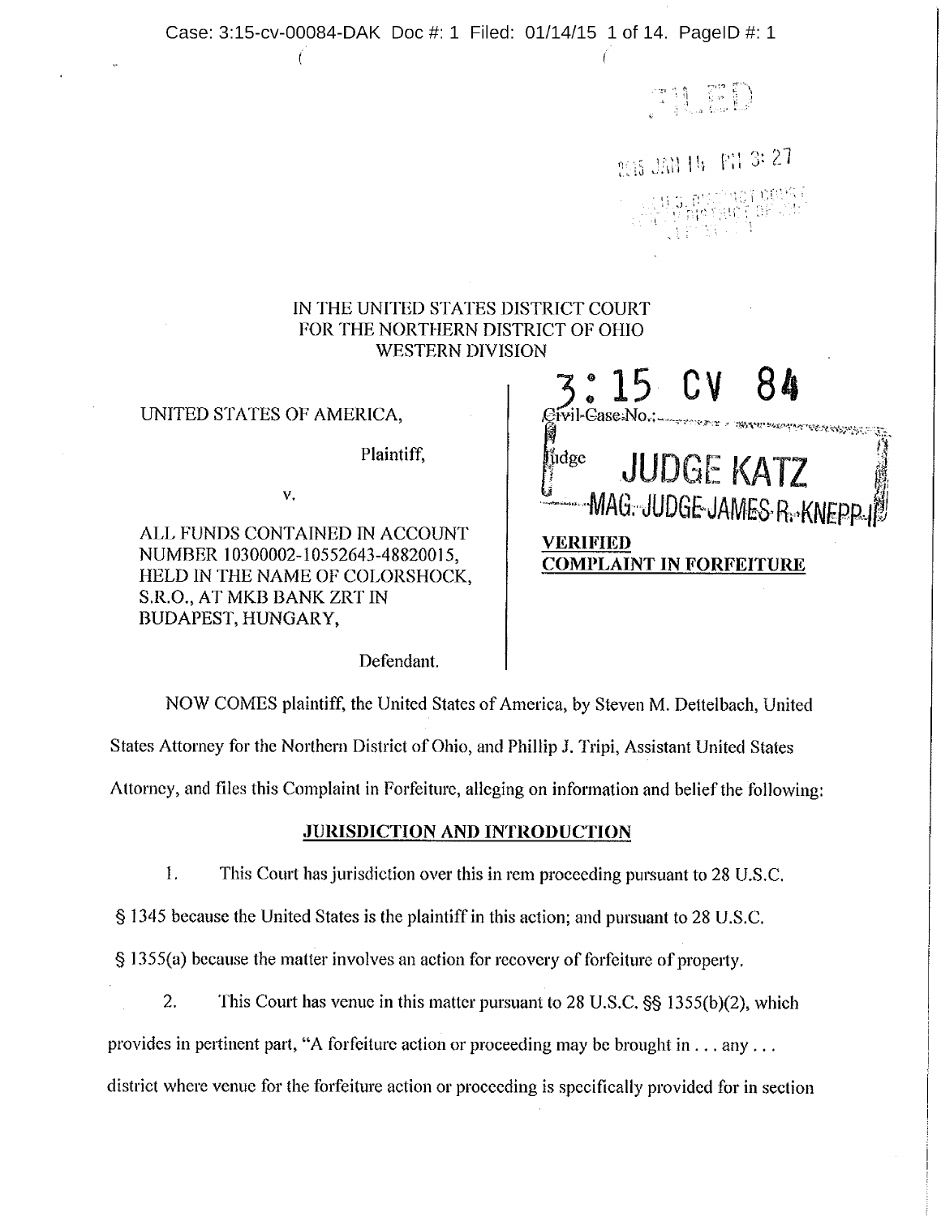IN THE UNITED STATES DISTRICT COURT
FOR THE NORTHERN DISTRICT OF OHIO
WESTERN DIVISION

UNITED STATES OF AMERICA,

Plaintiff,

v.

ALL FUNDS CONTAINED IN ACCOUNT NUMBER 10300002-10552643-48820015, HELD IN THE NAME OF COLORSHOCK, S.R.O., AT MKB BANK ZRT IN BUDAPEST, HUNGARY,

Defendant.

3:15 CV 84

Civil Case No.:

Judge JUDGE KATZ

MAG. JUDGE JAMES R. KNEPP II

**VERIFIED COMPLAINT IN FORFEITURE**

NOW COMES plaintiff, the United States of America, by Steven M. Dettelbach, United States Attorney for the Northern District of Ohio, and Phillip J. Tripi, Assistant United States Attorney, and files this Complaint in Forfeiture, alleging on information and belief the following:

## JURISDICTION AND INTRODUCTION

1. This Court has jurisdiction over this in rem proceeding pursuant to 28 U.S.C. § 1345 because the United States is the plaintiff in this action; and pursuant to 28 U.S.C. § 1355(a) because the matter involves an action for recovery of forfeiture of property.

2. This Court has venue in this matter pursuant to 28 U.S.C. §§ 1355(b)(2), which provides in pertinent part, "A forfeiture action or proceeding may be brought in . . . any . . . district where venue for the forfeiture action or proceeding is specifically provided for in section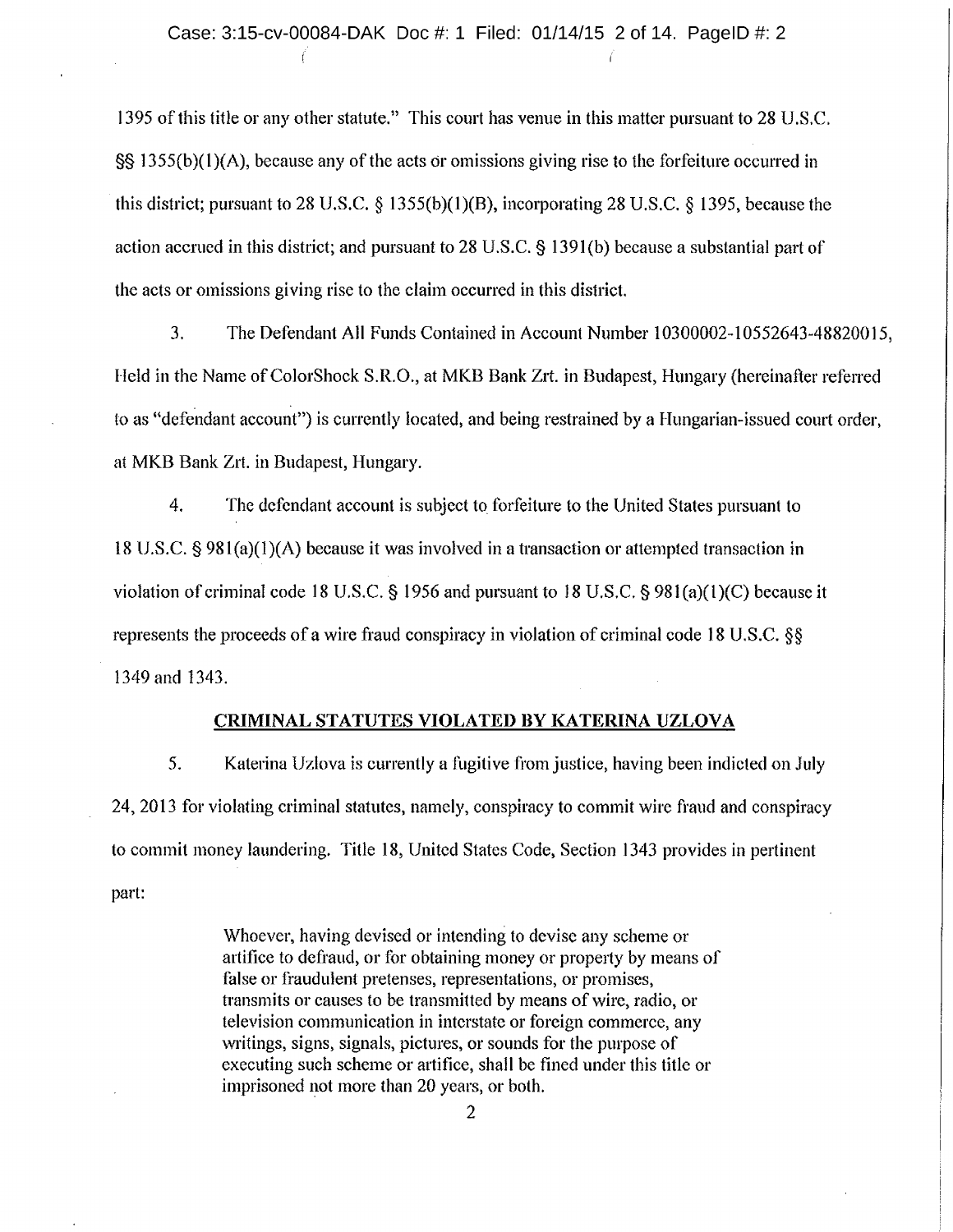1395 of this title or any other statute." This court has venue in this matter pursuant to 28 U.S.C. §§ 1355(b)(1)(A), because any of the acts or omissions giving rise to the forfeiture occurred in this district; pursuant to 28 U.S.C. § 1355(b)(1)(B), incorporating 28 U.S.C. § 1395, because the action accrued in this district; and pursuant to 28 U.S.C. § 1391(b) because a substantial part of the acts or omissions giving rise to the claim occurred in this district.

3. The Defendant All Funds Contained in Account Number 10300002-10552643-48820015, Held in the Name of ColorShock S.R.O., at MKB Bank Zrt. in Budapest, Hungary (hereinafter referred to as "defendant account") is currently located, and being restrained by a Hungarian-issued court order, at MKB Bank Zrt. in Budapest, Hungary.

4. The defendant account is subject to forfeiture to the United States pursuant to 18 U.S.C. § 981(a)(1)(A) because it was involved in a transaction or attempted transaction in violation of criminal code 18 U.S.C. § 1956 and pursuant to 18 U.S.C. § 981(a)(1)(C) because it represents the proceeds of a wire fraud conspiracy in violation of criminal code 18 U.S.C. §§ 1349 and 1343.

## CRIMINAL STATUTES VIOLATED BY KATERINA UZLOVA

5. Katerina Uzlova is currently a fugitive from justice, having been indicted on July 24, 2013 for violating criminal statutes, namely, conspiracy to commit wire fraud and conspiracy to commit money laundering. Title 18, United States Code, Section 1343 provides in pertinent part:

> Whoever, having devised or intending to devise any scheme or artifice to defraud, or for obtaining money or property by means of false or fraudulent pretenses, representations, or promises, transmits or causes to be transmitted by means of wire, radio, or television communication in interstate or foreign commerce, any writings, signs, signals, pictures, or sounds for the purpose of executing such scheme or artifice, shall be fined under this title or imprisoned not more than 20 years, or both.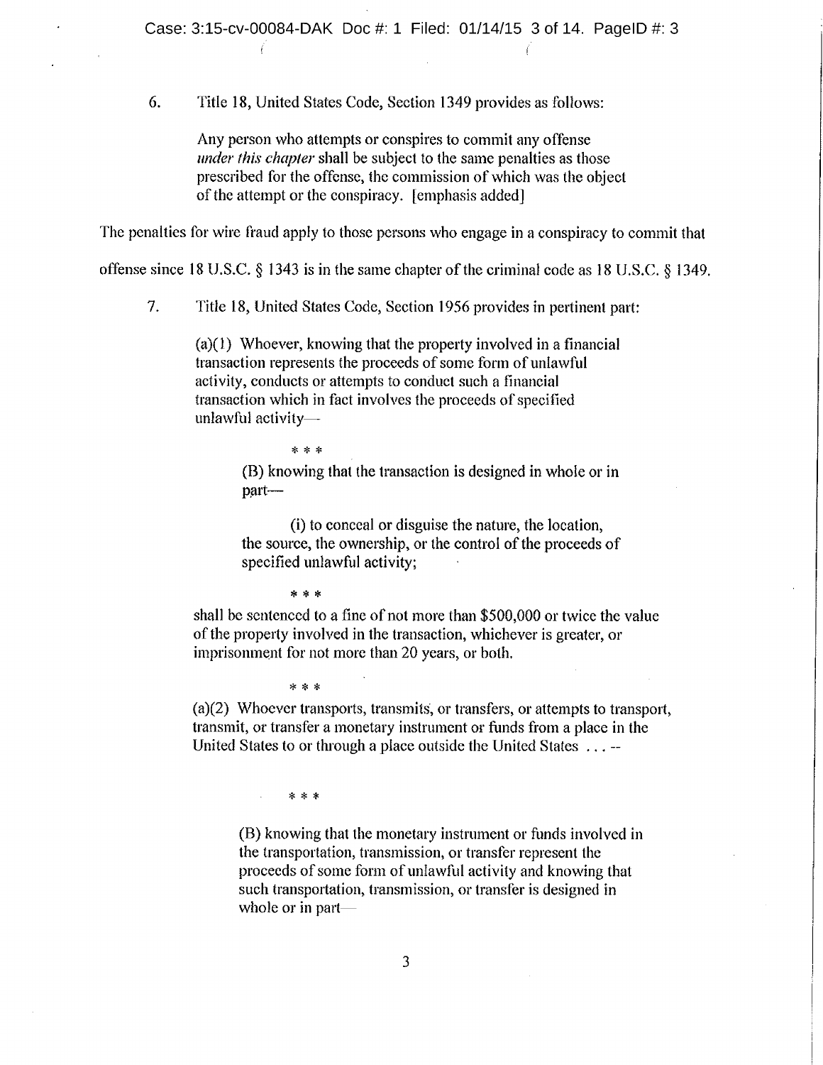6. Title 18, United States Code, Section 1349 provides as follows:

> Any person who attempts or conspires to commit any offense *under this chapter* shall be subject to the same penalties as those prescribed for the offense, the commission of which was the object of the attempt or the conspiracy. [emphasis added]

The penalties for wire fraud apply to those persons who engage in a conspiracy to commit that offense since 18 U.S.C. § 1343 is in the same chapter of the criminal code as 18 U.S.C. § 1349.

7. Title 18, United States Code, Section 1956 provides in pertinent part:

> (a)(1) Whoever, knowing that the property involved in a financial transaction represents the proceeds of some form of unlawful activity, conducts or attempts to conduct such a financial transaction which in fact involves the proceeds of specified unlawful activity—
>
> \* \* \*
>
> (B) knowing that the transaction is designed in whole or in part—
>
> (i) to conceal or disguise the nature, the location, the source, the ownership, or the control of the proceeds of specified unlawful activity;
>
> \* \* \*
>
> shall be sentenced to a fine of not more than $500,000 or twice the value of the property involved in the transaction, whichever is greater, or imprisonment for not more than 20 years, or both.
>
> \* \* \*
>
> (a)(2) Whoever transports, transmits, or transfers, or attempts to transport, transmit, or transfer a monetary instrument or funds from a place in the United States to or through a place outside the United States . . . --
>
> \* \* \*
>
> (B) knowing that the monetary instrument or funds involved in the transportation, transmission, or transfer represent the proceeds of some form of unlawful activity and knowing that such transportation, transmission, or transfer is designed in whole or in part—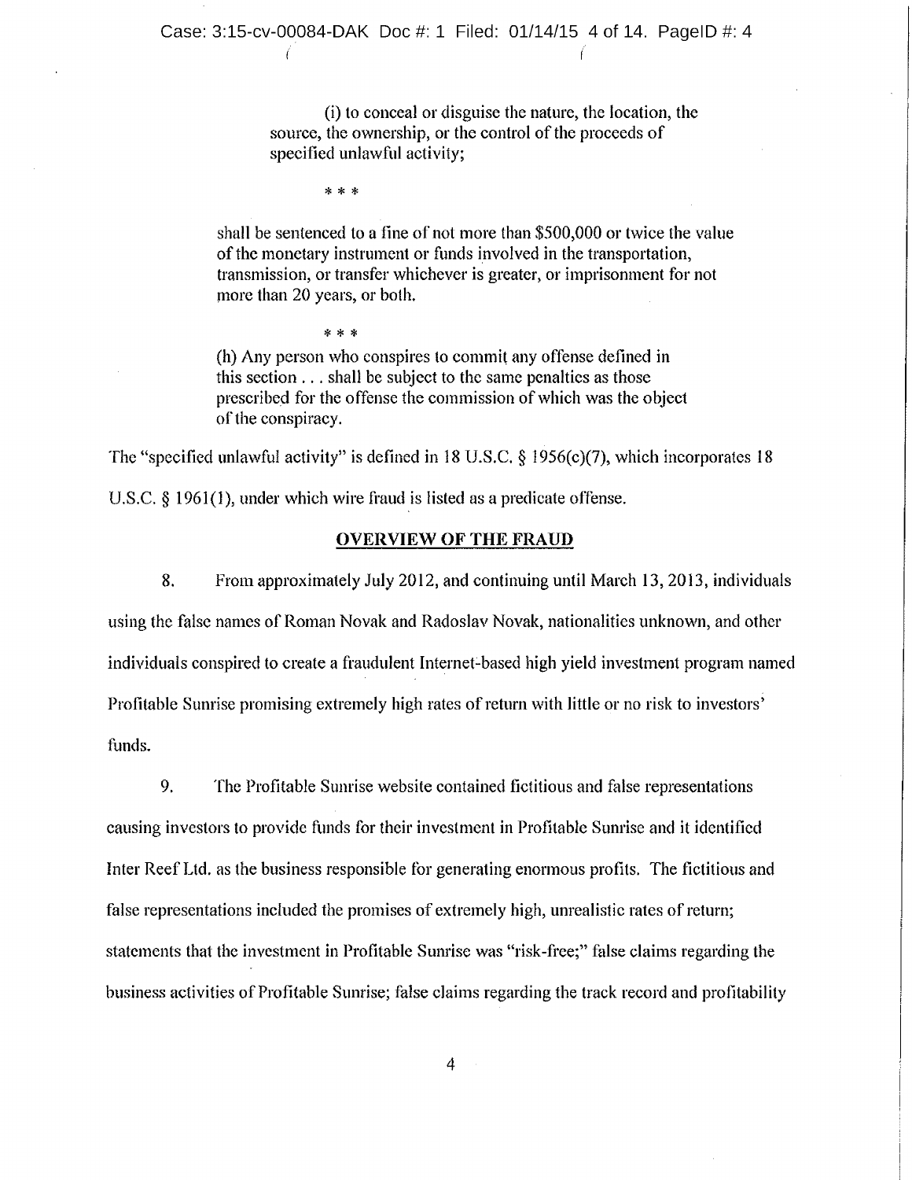> (i) to conceal or disguise the nature, the location, the source, the ownership, or the control of the proceeds of specified unlawful activity;
>
> * * *
>
> shall be sentenced to a fine of not more than $500,000 or twice the value of the monetary instrument or funds involved in the transportation, transmission, or transfer whichever is greater, or imprisonment for not more than 20 years, or both.
>
> * * *
>
> (h) Any person who conspires to commit any offense defined in this section . . . shall be subject to the same penalties as those prescribed for the offense the commission of which was the object of the conspiracy.

The "specified unlawful activity" is defined in 18 U.S.C. § 1956(c)(7), which incorporates 18 U.S.C. § 1961(1), under which wire fraud is listed as a predicate offense.

## OVERVIEW OF THE FRAUD

8. From approximately July 2012, and continuing until March 13, 2013, individuals using the false names of Roman Novak and Radoslav Novak, nationalities unknown, and other individuals conspired to create a fraudulent Internet-based high yield investment program named Profitable Sunrise promising extremely high rates of return with little or no risk to investors' funds.

9. The Profitable Sunrise website contained fictitious and false representations causing investors to provide funds for their investment in Profitable Sunrise and it identified Inter Reef Ltd. as the business responsible for generating enormous profits. The fictitious and false representations included the promises of extremely high, unrealistic rates of return; statements that the investment in Profitable Sunrise was "risk-free;" false claims regarding the business activities of Profitable Sunrise; false claims regarding the track record and profitability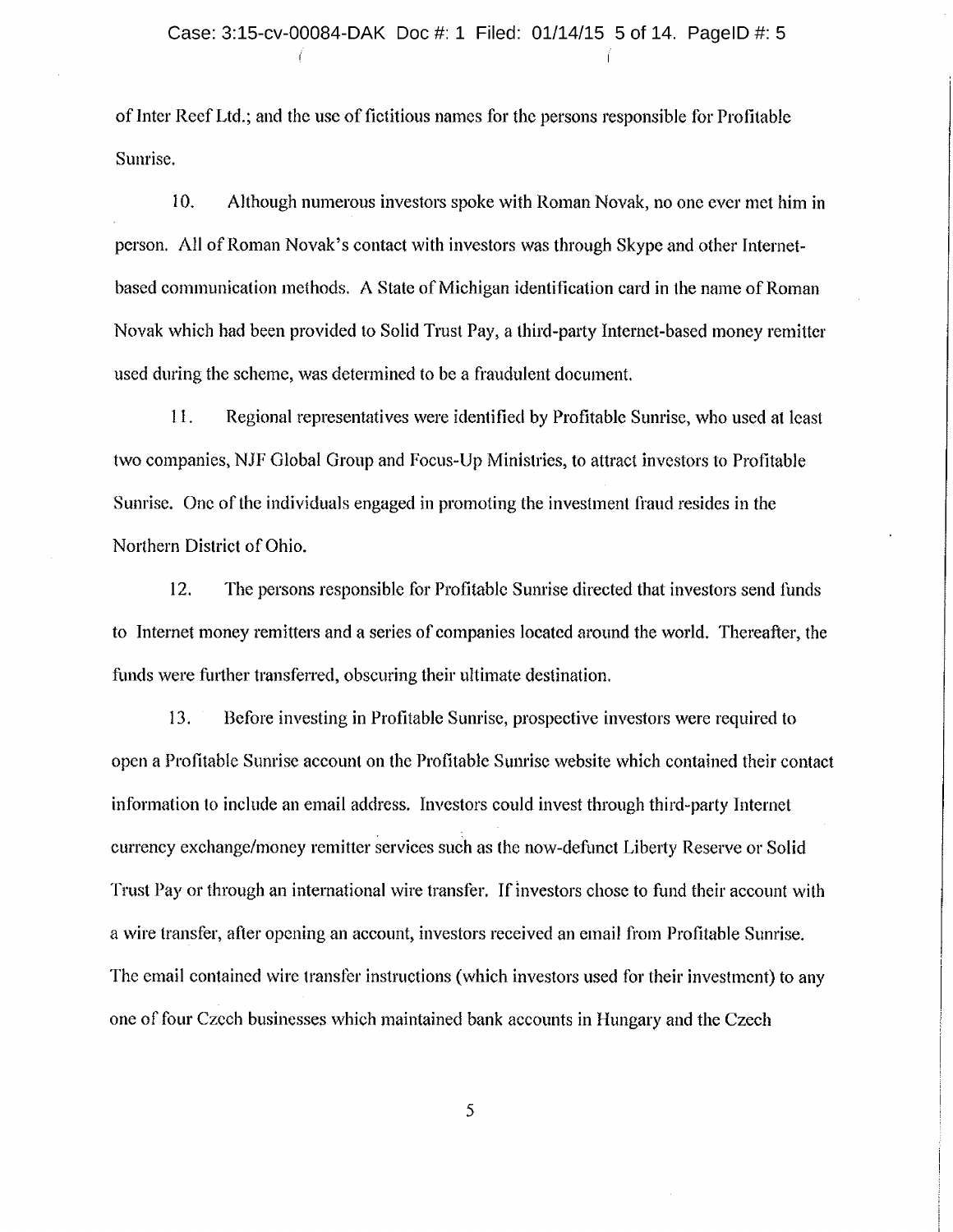of Inter Reef Ltd.; and the use of fictitious names for the persons responsible for Profitable Sunrise.

10. Although numerous investors spoke with Roman Novak, no one ever met him in person. All of Roman Novak's contact with investors was through Skype and other Internet-based communication methods. A State of Michigan identification card in the name of Roman Novak which had been provided to Solid Trust Pay, a third-party Internet-based money remitter used during the scheme, was determined to be a fraudulent document.

11. Regional representatives were identified by Profitable Sunrise, who used at least two companies, NJF Global Group and Focus-Up Ministries, to attract investors to Profitable Sunrise. One of the individuals engaged in promoting the investment fraud resides in the Northern District of Ohio.

12. The persons responsible for Profitable Sunrise directed that investors send funds to Internet money remitters and a series of companies located around the world. Thereafter, the funds were further transferred, obscuring their ultimate destination.

13. Before investing in Profitable Sunrise, prospective investors were required to open a Profitable Sunrise account on the Profitable Sunrise website which contained their contact information to include an email address. Investors could invest through third-party Internet currency exchange/money remitter services such as the now-defunct Liberty Reserve or Solid Trust Pay or through an international wire transfer. If investors chose to fund their account with a wire transfer, after opening an account, investors received an email from Profitable Sunrise. The email contained wire transfer instructions (which investors used for their investment) to any one of four Czech businesses which maintained bank accounts in Hungary and the Czech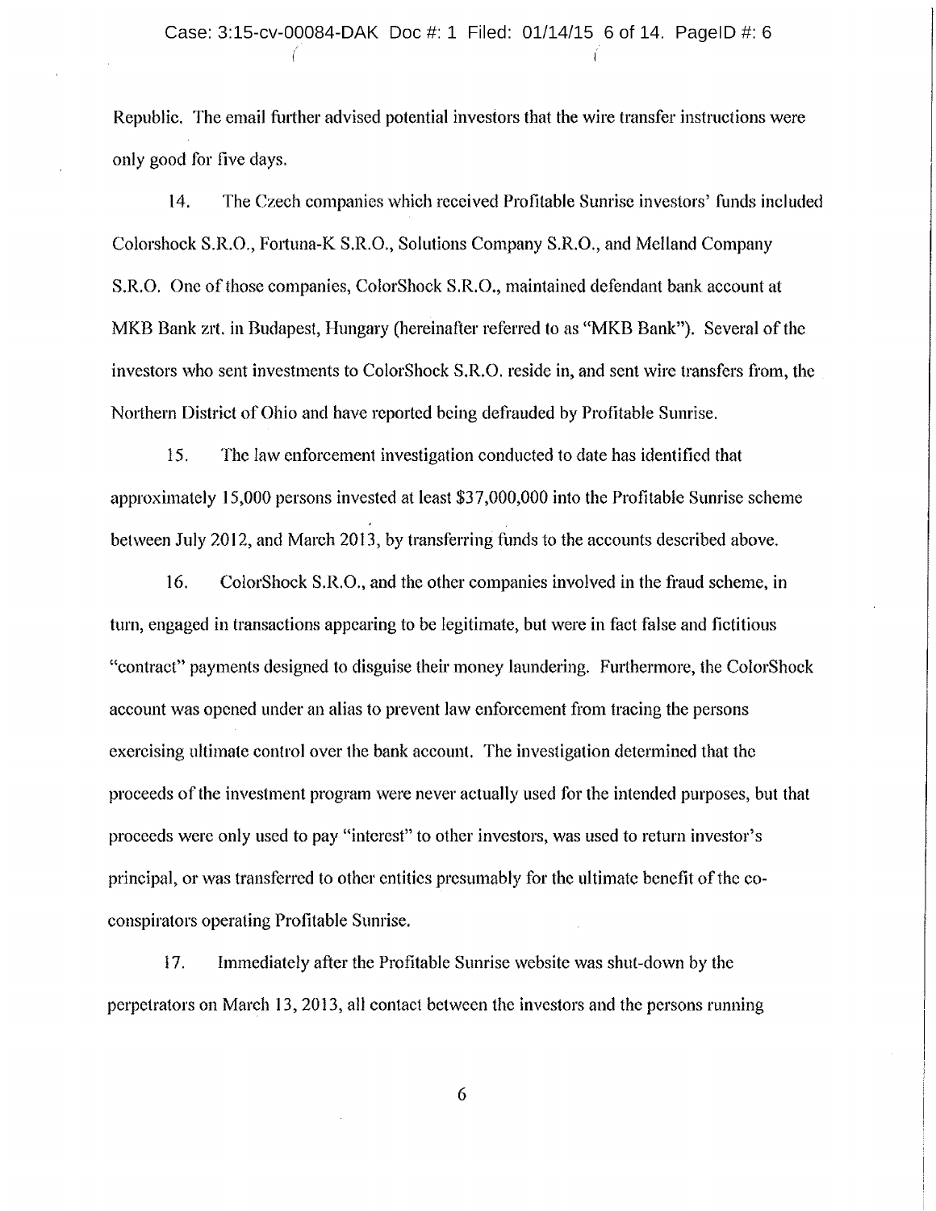Republic. The email further advised potential investors that the wire transfer instructions were only good for five days.

14. The Czech companies which received Profitable Sunrise investors' funds included Colorshock S.R.O., Fortuna-K S.R.O., Solutions Company S.R.O., and Melland Company S.R.O. One of those companies, ColorShock S.R.O., maintained defendant bank account at MKB Bank zrt. in Budapest, Hungary (hereinafter referred to as "MKB Bank"). Several of the investors who sent investments to ColorShock S.R.O. reside in, and sent wire transfers from, the Northern District of Ohio and have reported being defrauded by Profitable Sunrise.

15. The law enforcement investigation conducted to date has identified that approximately 15,000 persons invested at least $37,000,000 into the Profitable Sunrise scheme between July 2012, and March 2013, by transferring funds to the accounts described above.

16. ColorShock S.R.O., and the other companies involved in the fraud scheme, in turn, engaged in transactions appearing to be legitimate, but were in fact false and fictitious "contract" payments designed to disguise their money laundering. Furthermore, the ColorShock account was opened under an alias to prevent law enforcement from tracing the persons exercising ultimate control over the bank account. The investigation determined that the proceeds of the investment program were never actually used for the intended purposes, but that proceeds were only used to pay "interest" to other investors, was used to return investor's principal, or was transferred to other entities presumably for the ultimate benefit of the co-conspirators operating Profitable Sunrise.

17. Immediately after the Profitable Sunrise website was shut-down by the perpetrators on March 13, 2013, all contact between the investors and the persons running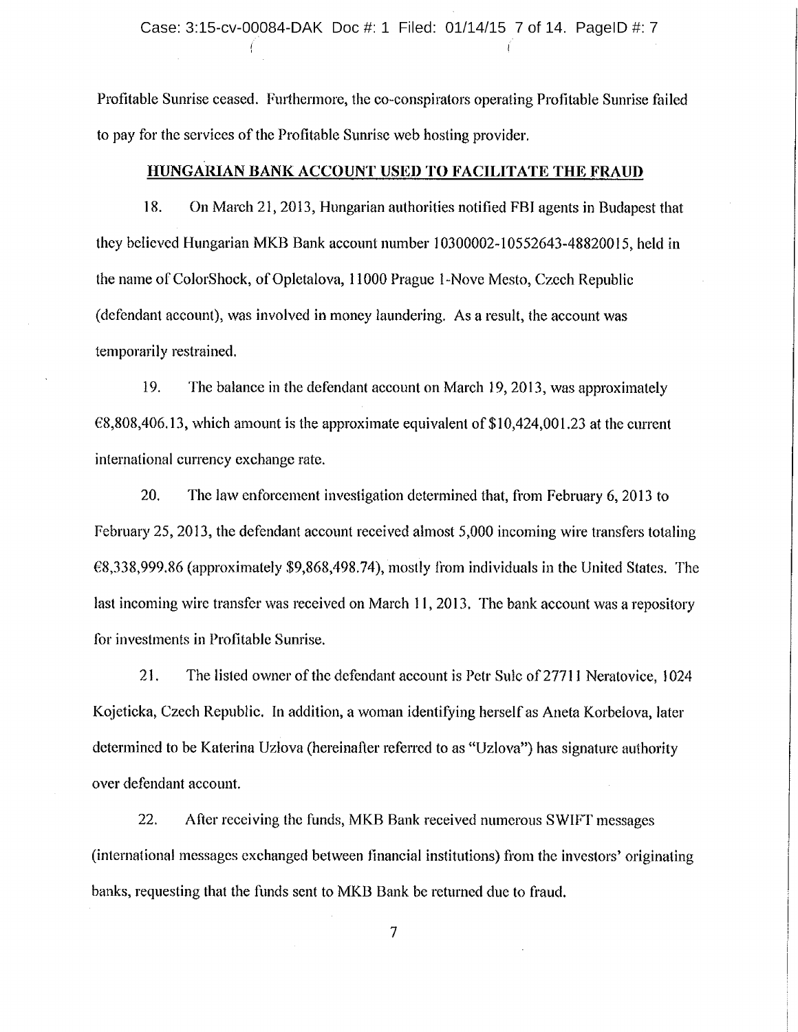Profitable Sunrise ceased. Furthermore, the co-conspirators operating Profitable Sunrise failed to pay for the services of the Profitable Sunrise web hosting provider.

## HUNGARIAN BANK ACCOUNT USED TO FACILITATE THE FRAUD

18. On March 21, 2013, Hungarian authorities notified FBI agents in Budapest that they believed Hungarian MKB Bank account number 10300002-10552643-48820015, held in the name of ColorShock, of Opletalova, 11000 Prague 1-Nove Mesto, Czech Republic (defendant account), was involved in money laundering. As a result, the account was temporarily restrained.

19. The balance in the defendant account on March 19, 2013, was approximately €8,808,406.13, which amount is the approximate equivalent of $10,424,001.23 at the current international currency exchange rate.

20. The law enforcement investigation determined that, from February 6, 2013 to February 25, 2013, the defendant account received almost 5,000 incoming wire transfers totaling €8,338,999.86 (approximately $9,868,498.74), mostly from individuals in the United States. The last incoming wire transfer was received on March 11, 2013. The bank account was a repository for investments in Profitable Sunrise.

21. The listed owner of the defendant account is Petr Sulc of 27711 Neratovice, 1024 Kojeticka, Czech Republic. In addition, a woman identifying herself as Aneta Korbelova, later determined to be Katerina Uzlova (hereinafter referred to as "Uzlova") has signature authority over defendant account.

22. After receiving the funds, MKB Bank received numerous SWIFT messages (international messages exchanged between financial institutions) from the investors' originating banks, requesting that the funds sent to MKB Bank be returned due to fraud.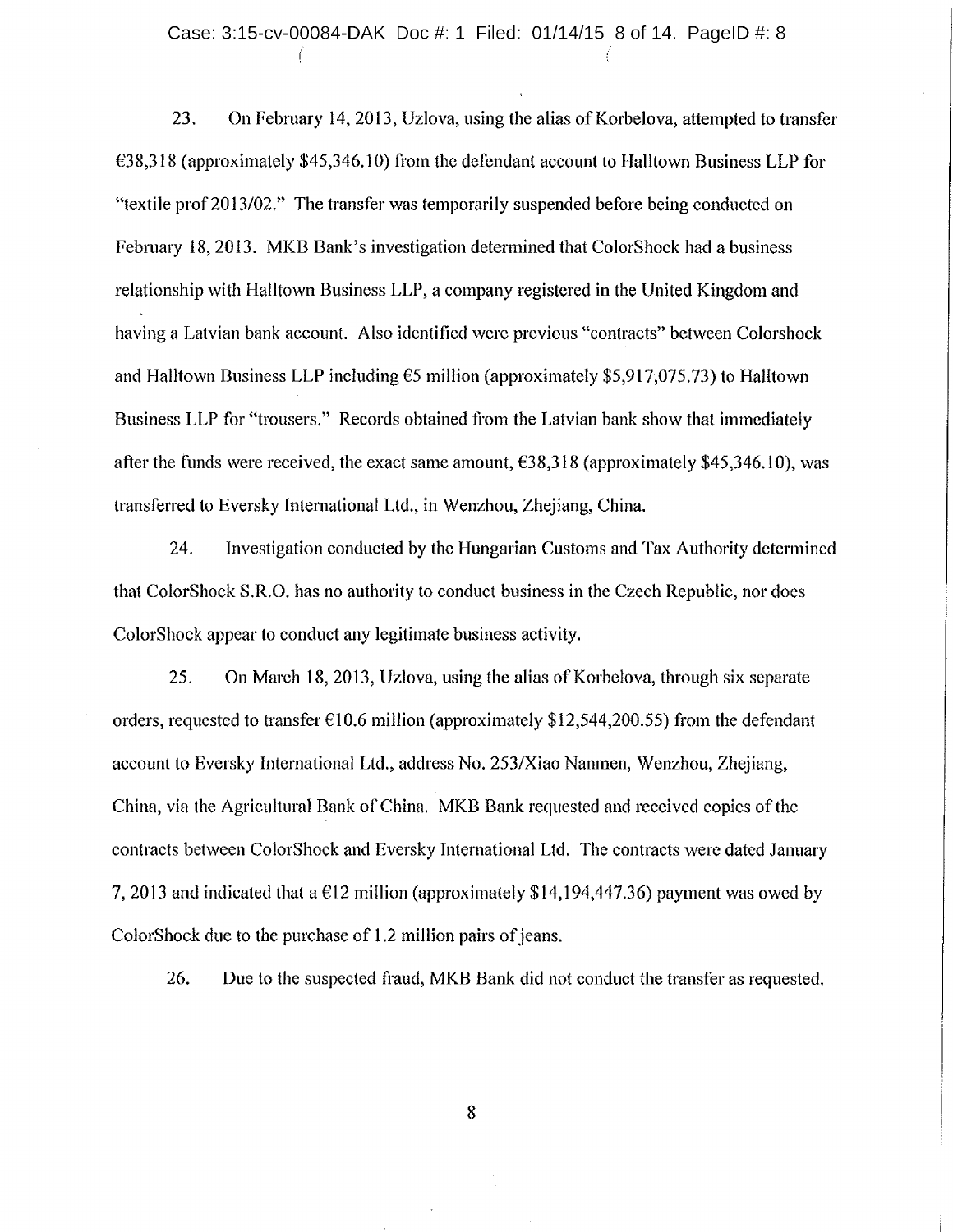23. On February 14, 2013, Uzlova, using the alias of Korbelova, attempted to transfer €38,318 (approximately $45,346.10) from the defendant account to Halltown Business LLP for "textile prof 2013/02." The transfer was temporarily suspended before being conducted on February 18, 2013. MKB Bank's investigation determined that ColorShock had a business relationship with Halltown Business LLP, a company registered in the United Kingdom and having a Latvian bank account. Also identified were previous "contracts" between Colorshock and Halltown Business LLP including €5 million (approximately $5,917,075.73) to Halltown Business LLP for "trousers." Records obtained from the Latvian bank show that immediately after the funds were received, the exact same amount, €38,318 (approximately $45,346.10), was transferred to Eversky International Ltd., in Wenzhou, Zhejiang, China.

24. Investigation conducted by the Hungarian Customs and Tax Authority determined that ColorShock S.R.O. has no authority to conduct business in the Czech Republic, nor does ColorShock appear to conduct any legitimate business activity.

25. On March 18, 2013, Uzlova, using the alias of Korbelova, through six separate orders, requested to transfer €10.6 million (approximately $12,544,200.55) from the defendant account to Eversky International Ltd., address No. 253/Xiao Nanmen, Wenzhou, Zhejiang, China, via the Agricultural Bank of China. MKB Bank requested and received copies of the contracts between ColorShock and Eversky International Ltd. The contracts were dated January 7, 2013 and indicated that a €12 million (approximately $14,194,447.36) payment was owed by ColorShock due to the purchase of 1.2 million pairs of jeans.

26. Due to the suspected fraud, MKB Bank did not conduct the transfer as requested.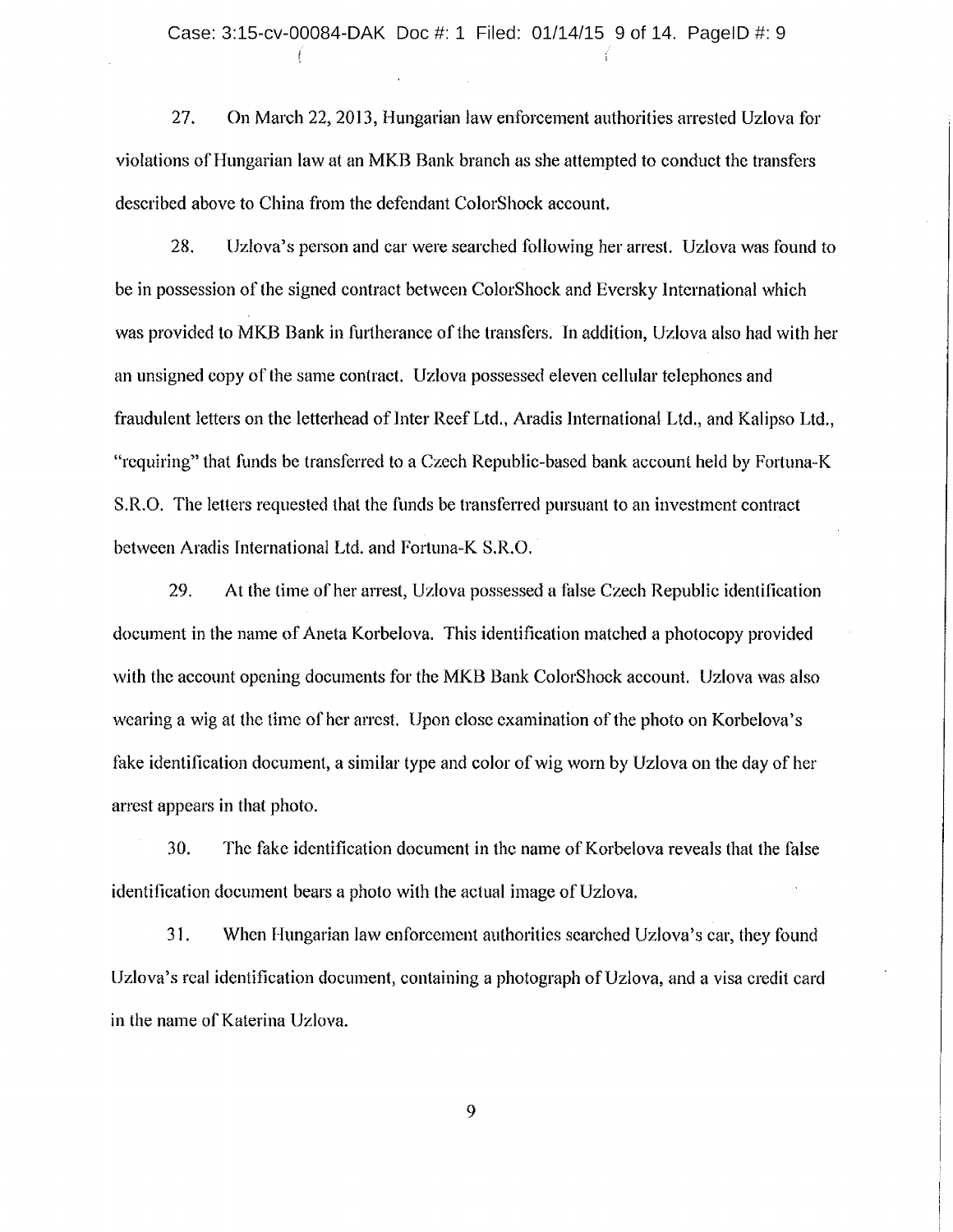27. On March 22, 2013, Hungarian law enforcement authorities arrested Uzlova for violations of Hungarian law at an MKB Bank branch as she attempted to conduct the transfers described above to China from the defendant ColorShock account.

28. Uzlova's person and car were searched following her arrest. Uzlova was found to be in possession of the signed contract between ColorShock and Eversky International which was provided to MKB Bank in furtherance of the transfers. In addition, Uzlova also had with her an unsigned copy of the same contract. Uzlova possessed eleven cellular telephones and fraudulent letters on the letterhead of Inter Reef Ltd., Aradis International Ltd., and Kalipso Ltd., "requiring" that funds be transferred to a Czech Republic-based bank account held by Fortuna-K S.R.O. The letters requested that the funds be transferred pursuant to an investment contract between Aradis International Ltd. and Fortuna-K S.R.O.

29. At the time of her arrest, Uzlova possessed a false Czech Republic identification document in the name of Aneta Korbelova. This identification matched a photocopy provided with the account opening documents for the MKB Bank ColorShock account. Uzlova was also wearing a wig at the time of her arrest. Upon close examination of the photo on Korbelova's fake identification document, a similar type and color of wig worn by Uzlova on the day of her arrest appears in that photo.

30. The fake identification document in the name of Korbelova reveals that the false identification document bears a photo with the actual image of Uzlova.

31. When Hungarian law enforcement authorities searched Uzlova's car, they found Uzlova's real identification document, containing a photograph of Uzlova, and a visa credit card in the name of Katerina Uzlova.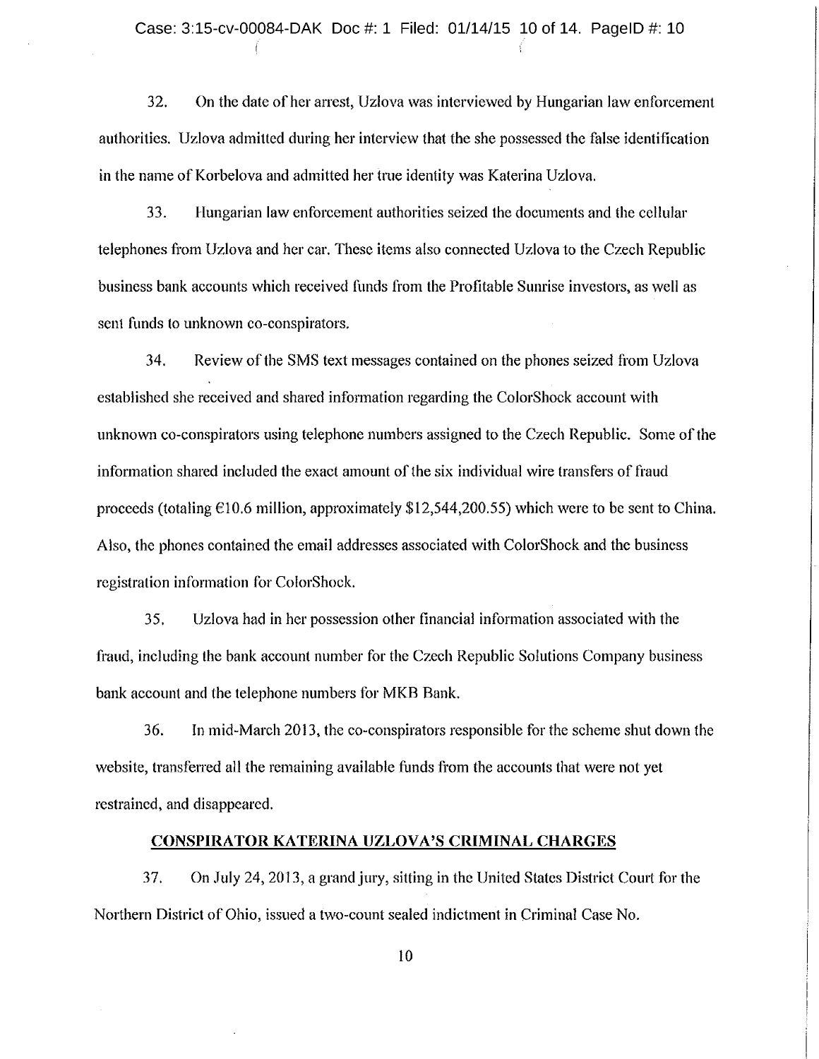32. On the date of her arrest, Uzlova was interviewed by Hungarian law enforcement authorities. Uzlova admitted during her interview that the she possessed the false identification in the name of Korbelova and admitted her true identity was Katerina Uzlova.

33. Hungarian law enforcement authorities seized the documents and the cellular telephones from Uzlova and her car. These items also connected Uzlova to the Czech Republic business bank accounts which received funds from the Profitable Sunrise investors, as well as sent funds to unknown co-conspirators.

34. Review of the SMS text messages contained on the phones seized from Uzlova established she received and shared information regarding the ColorShock account with unknown co-conspirators using telephone numbers assigned to the Czech Republic. Some of the information shared included the exact amount of the six individual wire transfers of fraud proceeds (totaling €10.6 million, approximately $12,544,200.55) which were to be sent to China. Also, the phones contained the email addresses associated with ColorShock and the business registration information for ColorShock.

35. Uzlova had in her possession other financial information associated with the fraud, including the bank account number for the Czech Republic Solutions Company business bank account and the telephone numbers for MKB Bank.

36. In mid-March 2013, the co-conspirators responsible for the scheme shut down the website, transferred all the remaining available funds from the accounts that were not yet restrained, and disappeared.

## CONSPIRATOR KATERINA UZLOVA'S CRIMINAL CHARGES

37. On July 24, 2013, a grand jury, sitting in the United States District Court for the Northern District of Ohio, issued a two-count sealed indictment in Criminal Case No.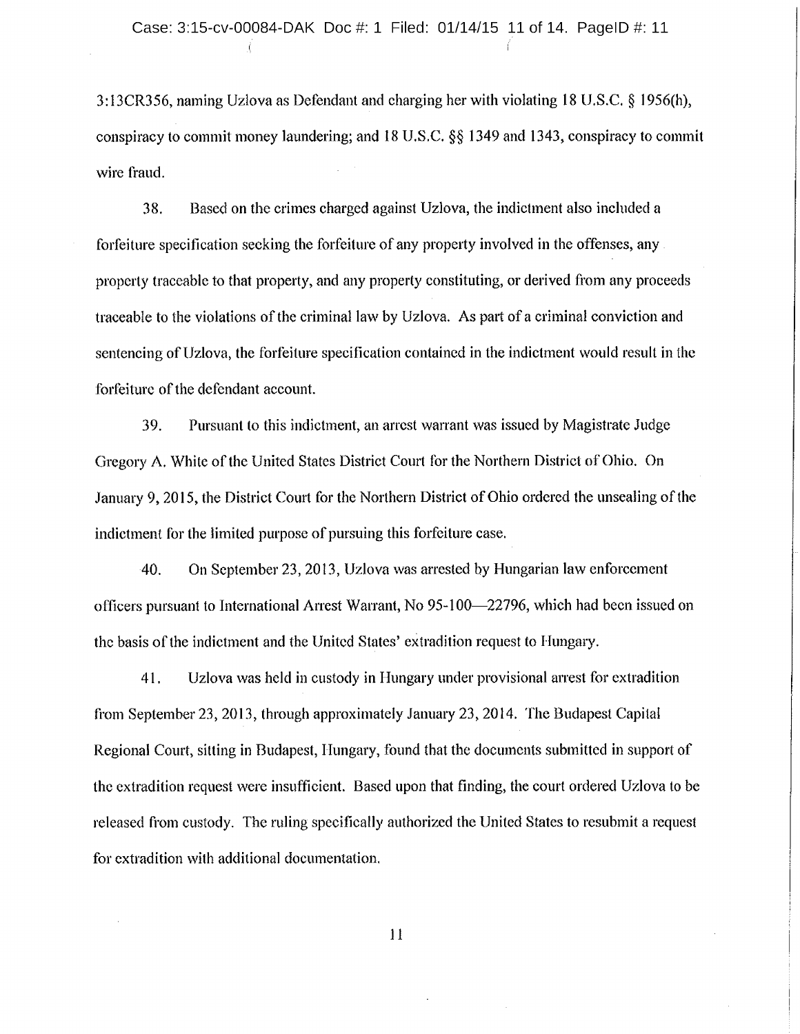3:13CR356, naming Uzlova as Defendant and charging her with violating 18 U.S.C. § 1956(h), conspiracy to commit money laundering; and 18 U.S.C. §§ 1349 and 1343, conspiracy to commit wire fraud.

38. Based on the crimes charged against Uzlova, the indictment also included a forfeiture specification seeking the forfeiture of any property involved in the offenses, any property traceable to that property, and any property constituting, or derived from any proceeds traceable to the violations of the criminal law by Uzlova. As part of a criminal conviction and sentencing of Uzlova, the forfeiture specification contained in the indictment would result in the forfeiture of the defendant account.

39. Pursuant to this indictment, an arrest warrant was issued by Magistrate Judge Gregory A. White of the United States District Court for the Northern District of Ohio. On January 9, 2015, the District Court for the Northern District of Ohio ordered the unsealing of the indictment for the limited purpose of pursuing this forfeiture case.

40. On September 23, 2013, Uzlova was arrested by Hungarian law enforcement officers pursuant to International Arrest Warrant, No 95-100—22796, which had been issued on the basis of the indictment and the United States' extradition request to Hungary.

41. Uzlova was held in custody in Hungary under provisional arrest for extradition from September 23, 2013, through approximately January 23, 2014. The Budapest Capital Regional Court, sitting in Budapest, Hungary, found that the documents submitted in support of the extradition request were insufficient. Based upon that finding, the court ordered Uzlova to be released from custody. The ruling specifically authorized the United States to resubmit a request for extradition with additional documentation.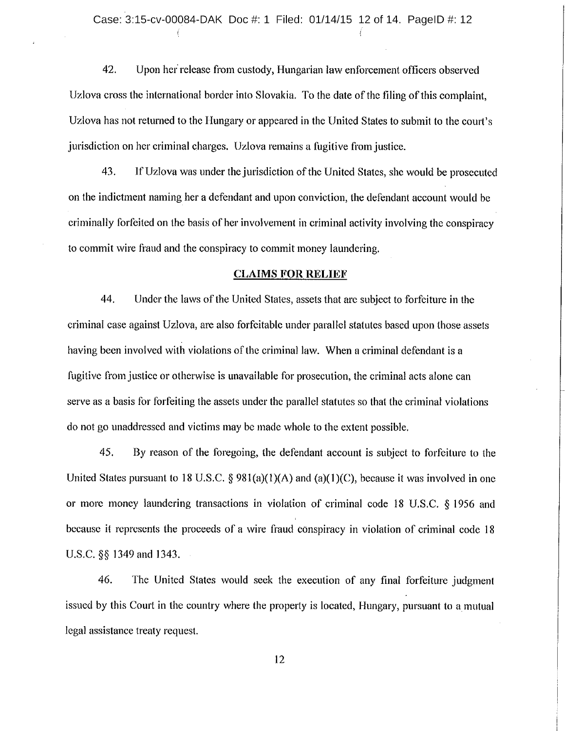42. Upon her release from custody, Hungarian law enforcement officers observed Uzlova cross the international border into Slovakia. To the date of the filing of this complaint, Uzlova has not returned to the Hungary or appeared in the United States to submit to the court's jurisdiction on her criminal charges. Uzlova remains a fugitive from justice.

43. If Uzlova was under the jurisdiction of the United States, she would be prosecuted on the indictment naming her a defendant and upon conviction, the defendant account would be criminally forfeited on the basis of her involvement in criminal activity involving the conspiracy to commit wire fraud and the conspiracy to commit money laundering.

## CLAIMS FOR RELIEF

44. Under the laws of the United States, assets that are subject to forfeiture in the criminal case against Uzlova, are also forfeitable under parallel statutes based upon those assets having been involved with violations of the criminal law. When a criminal defendant is a fugitive from justice or otherwise is unavailable for prosecution, the criminal acts alone can serve as a basis for forfeiting the assets under the parallel statutes so that the criminal violations do not go unaddressed and victims may be made whole to the extent possible.

45. By reason of the foregoing, the defendant account is subject to forfeiture to the United States pursuant to 18 U.S.C. § 981(a)(1)(A) and (a)(1)(C), because it was involved in one or more money laundering transactions in violation of criminal code 18 U.S.C. § 1956 and because it represents the proceeds of a wire fraud conspiracy in violation of criminal code 18 U.S.C. §§ 1349 and 1343.

46. The United States would seek the execution of any final forfeiture judgment issued by this Court in the country where the property is located, Hungary, pursuant to a mutual legal assistance treaty request.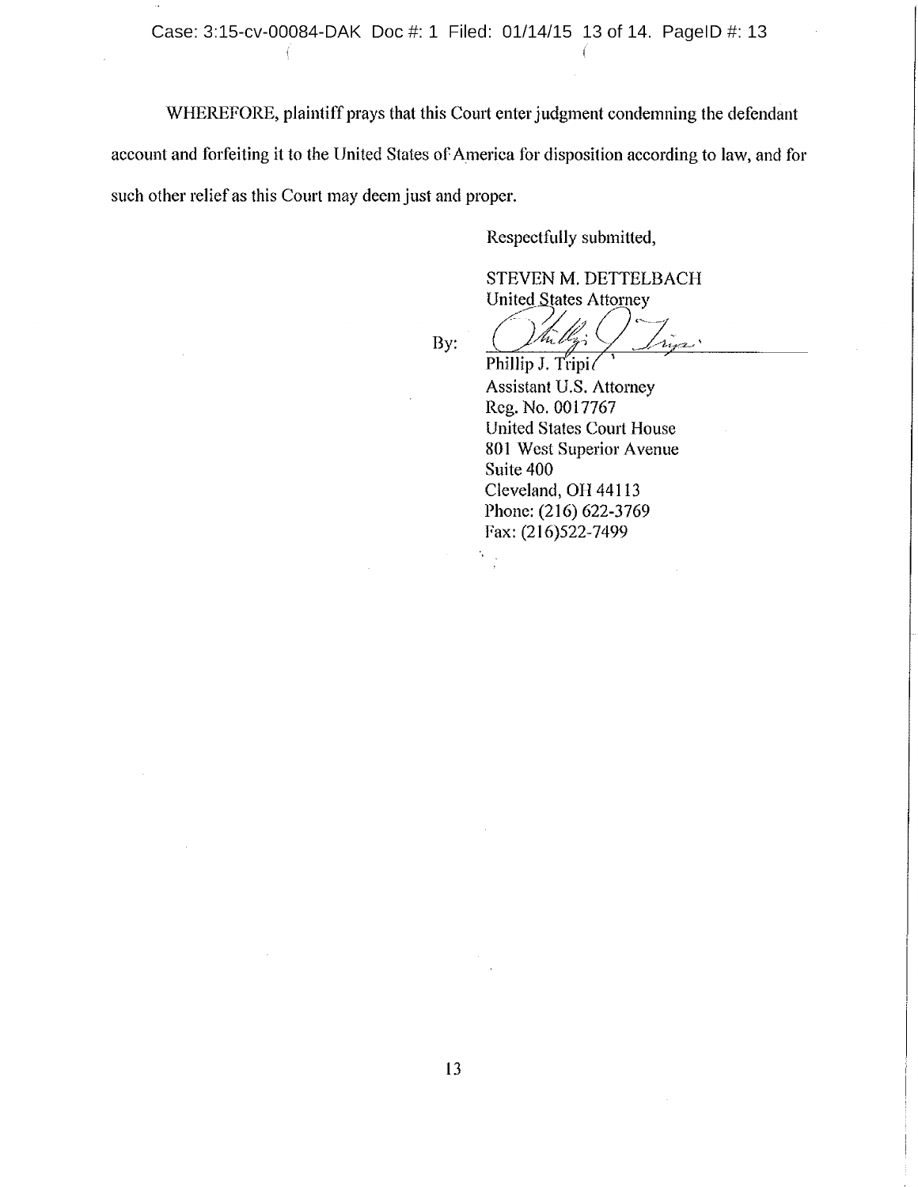WHEREFORE, plaintiff prays that this Court enter judgment condemning the defendant account and forfeiting it to the United States of America for disposition according to law, and for such other relief as this Court may deem just and proper.

Respectfully submitted,

STEVEN M. DETTELBACH
United States Attorney

By: ______________________________
Phillip J. Tripi
Assistant U.S. Attorney
Reg. No. 0017767
United States Court House
801 West Superior Avenue
Suite 400
Cleveland, OH 44113
Phone: (216) 622-3769
Fax: (216)522-7499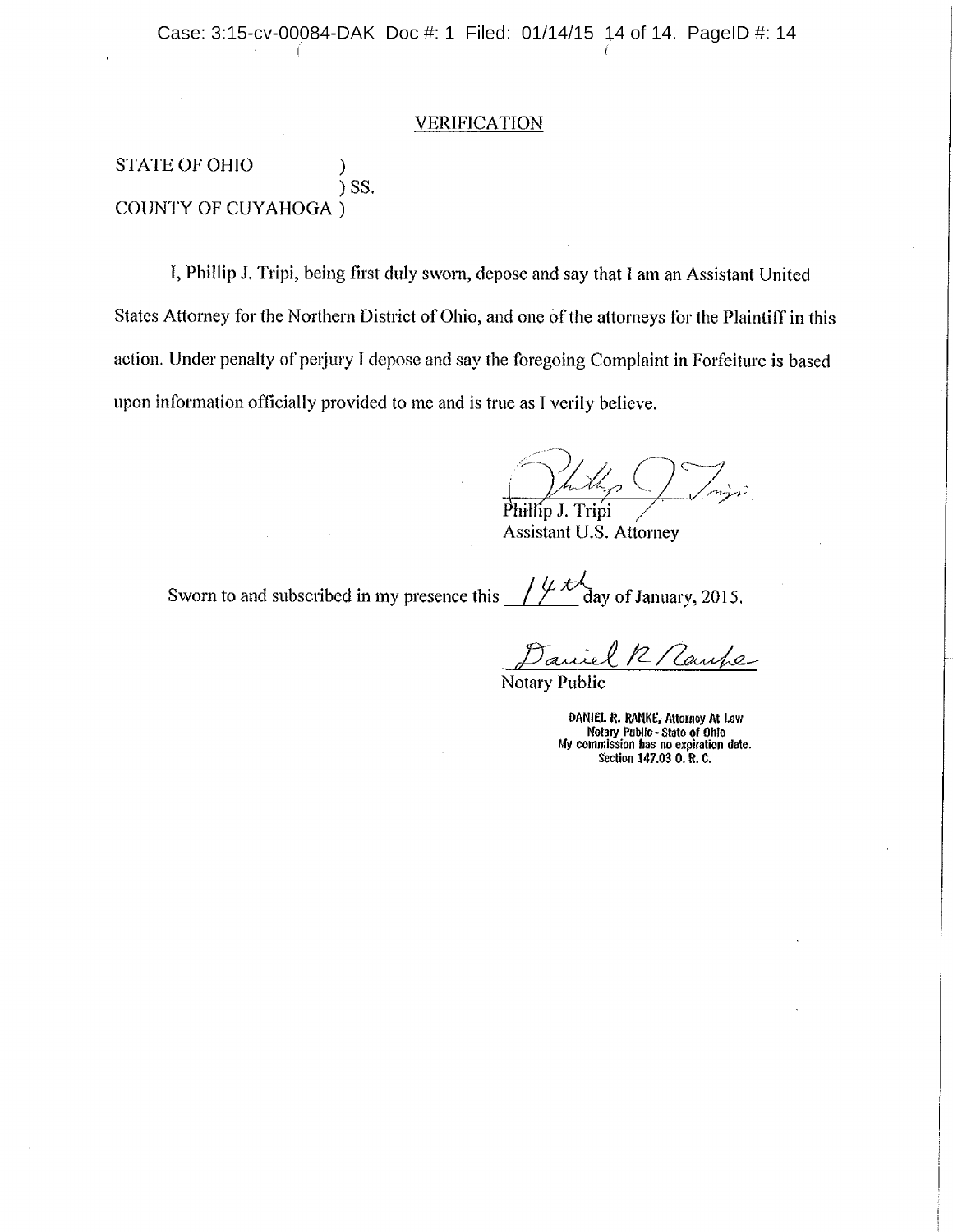## VERIFICATION

STATE OF OHIO )
) SS.
COUNTY OF CUYAHOGA )

I, Phillip J. Tripi, being first duly sworn, depose and say that I am an Assistant United States Attorney for the Northern District of Ohio, and one of the attorneys for the Plaintiff in this action. Under penalty of perjury I depose and say the foregoing Complaint in Forfeiture is based upon information officially provided to me and is true as I verily believe.

Phillip J. Tripi
Assistant U.S. Attorney

Sworn to and subscribed in my presence this 14th day of January, 2015.

Daniel R Ranke
Notary Public

DANIEL R. RANKE, Attorney At Law
Notary Public - State of Ohio
My commission has no expiration date.
Section 147.03 O. R. C.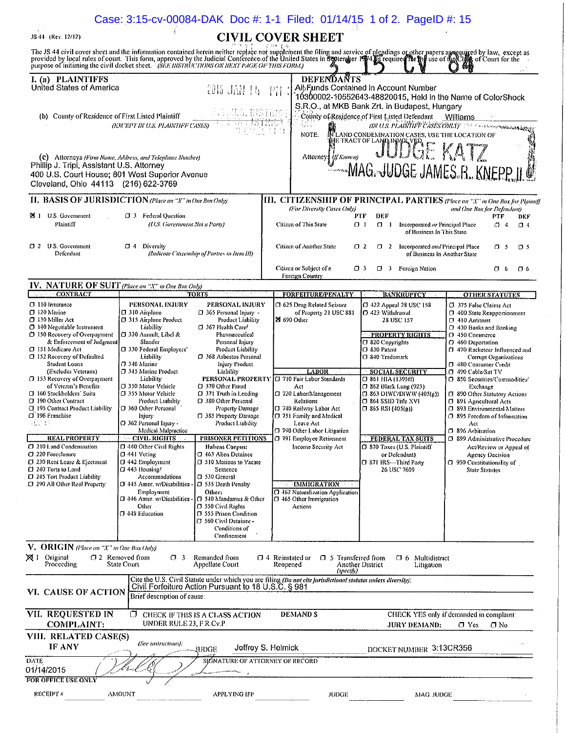Case: 3:15-cv-00084-DAK Doc #: 1-1 Filed: 01/14/15 1 of 2. PageID #: 15

JS 44 (Rev. 12/12)

# CIVIL COVER SHEET

The JS 44 civil cover sheet and the information contained herein neither replace nor supplement the filing and service of pleadings or other papers as required by law, except as provided by local rules of court. This form, approved by the Judicial Conference of the United States in September 1974, is required for the use of the Clerk of Court for the purpose of initiating the civil docket sheet. *(SEE INSTRUCTIONS ON NEXT PAGE OF THIS FORM.)*

3 15 CV 84

2015 JAN 14 PM

**I. (a) PLAINTIFFS**
United States of America

**DEFENDANTS**
All Funds Contained in Account Number 10300002-10552643-48820015, Held in the Name of ColorShock S.R.O., at MKB Bank Zrt. in Budapest, Hungary

**(b)** County of Residence of First Listed Plaintiff
*(EXCEPT IN U.S. PLAINTIFF CASES)*

County of Residence of First Listed Defendant Williams
*(IN U.S. PLAINTIFF CASES ONLY)*
NOTE: IN LAND CONDEMNATION CASES, USE THE LOCATION OF THE TRACT OF LAND INVOLVED.

**(c)** Attorneys *(Firm Name, Address, and Telephone Number)*
Phillip J. Tripi, Assistant U.S. Attorney
400 U.S. Court House; 801 West Superior Avenue
Cleveland, Ohio 44113 (216) 622-3769

Attorneys *(If Known)*

JUDGE KATZ
MAG. JUDGE JAMES R. KNEPP II

**II. BASIS OF JURISDICTION** *(Place an "X" in One Box Only)*

- ☒ 1 U.S. Government Plaintiff
- ☐ 3 Federal Question *(U.S. Government Not a Party)*
- ☐ 2 U.S. Government Defendant
- ☐ 4 Diversity *(Indicate Citizenship of Parties in Item III)*

**III. CITIZENSHIP OF PRINCIPAL PARTIES** *(Place an "X" in One Box for Plaintiff and One Box for Defendant)* *(For Diversity Cases Only)*

| | PTF | DEF | | PTF | DEF |
|---|---|---|---|---|---|
| Citizen of This State | ☐ 1 | ☐ 1 | Incorporated *or* Principal Place of Business In This State | ☐ 4 | ☐ 4 |
| Citizen of Another State | ☐ 2 | ☐ 2 | Incorporated *and* Principal Place of Business In Another State | ☐ 5 | ☐ 5 |
| Citizen or Subject of a Foreign Country | ☐ 3 | ☐ 3 | Foreign Nation | ☐ 6 | ☐ 6 |

**IV. NATURE OF SUIT** *(Place an "X" in One Box Only)*

**CONTRACT**
- ☐ 110 Insurance
- ☐ 120 Marine
- ☐ 130 Miller Act
- ☐ 140 Negotiable Instrument
- ☐ 150 Recovery of Overpayment & Enforcement of Judgment
- ☐ 151 Medicare Act
- ☐ 152 Recovery of Defaulted Student Loans (Excludes Veterans)
- ☐ 153 Recovery of Overpayment of Veteran's Benefits
- ☐ 160 Stockholders' Suits
- ☐ 190 Other Contract
- ☐ 195 Contract Product Liability
- ☐ 196 Franchise

**REAL PROPERTY**
- ☐ 210 Land Condemnation
- ☐ 220 Foreclosure
- ☐ 230 Rent Lease & Ejectment
- ☐ 240 Torts to Land
- ☐ 245 Tort Product Liability
- ☐ 290 All Other Real Property

**TORTS**

PERSONAL INJURY
- ☐ 310 Airplane
- ☐ 315 Airplane Product Liability
- ☐ 320 Assault, Libel & Slander
- ☐ 330 Federal Employers' Liability
- ☐ 340 Marine
- ☐ 345 Marine Product Liability
- ☐ 350 Motor Vehicle
- ☐ 355 Motor Vehicle Product Liability
- ☐ 360 Other Personal Injury
- ☐ 362 Personal Injury - Medical Malpractice

PERSONAL INJURY
- ☐ 365 Personal Injury - Product Liability
- ☐ 367 Health Care/ Pharmaceutical Personal Injury Product Liability
- ☐ 368 Asbestos Personal Injury Product Liability

PERSONAL PROPERTY
- ☐ 370 Other Fraud
- ☐ 371 Truth in Lending
- ☐ 380 Other Personal Property Damage
- ☐ 385 Property Damage Product Liability

**CIVIL RIGHTS**
- ☐ 440 Other Civil Rights
- ☐ 441 Voting
- ☐ 442 Employment
- ☐ 443 Housing/ Accommodations
- ☐ 445 Amer. w/Disabilities - Employment
- ☐ 446 Amer. w/Disabilities - Other
- ☐ 448 Education

**PRISONER PETITIONS**
Habeas Corpus:
- ☐ 463 Alien Detainee
- ☐ 510 Motions to Vacate Sentence
- ☐ 530 General
- ☐ 535 Death Penalty

Other:
- ☐ 540 Mandamus & Other
- ☐ 550 Civil Rights
- ☐ 555 Prison Condition
- ☐ 560 Civil Detainee - Conditions of Confinement

**FORFEITURE/PENALTY**
- ☐ 625 Drug Related Seizure of Property 21 USC 881
- ☒ 690 Other

**LABOR**
- ☐ 710 Fair Labor Standards Act
- ☐ 720 Labor/Management Relations
- ☐ 740 Railway Labor Act
- ☐ 751 Family and Medical Leave Act
- ☐ 790 Other Labor Litigation
- ☐ 791 Employee Retirement Income Security Act

**IMMIGRATION**
- ☐ 462 Naturalization Application
- ☐ 465 Other Immigration Actions

**BANKRUPTCY**
- ☐ 422 Appeal 28 USC 158
- ☐ 423 Withdrawal 28 USC 157

**PROPERTY RIGHTS**
- ☐ 820 Copyrights
- ☐ 830 Patent
- ☐ 840 Trademark

**SOCIAL SECURITY**
- ☐ 861 HIA (1395ff)
- ☐ 862 Black Lung (923)
- ☐ 863 DIWC/DIWW (405(g))
- ☐ 864 SSID Title XVI
- ☐ 865 RSI (405(g))

**FEDERAL TAX SUITS**
- ☐ 870 Taxes (U.S. Plaintiff or Defendant)
- ☐ 871 IRS—Third Party 26 USC 7609

**OTHER STATUTES**
- ☐ 375 False Claims Act
- ☐ 400 State Reapportionment
- ☐ 410 Antitrust
- ☐ 430 Banks and Banking
- ☐ 450 Commerce
- ☐ 460 Deportation
- ☐ 470 Racketeer Influenced and Corrupt Organizations
- ☐ 480 Consumer Credit
- ☐ 490 Cable/Sat TV
- ☐ 850 Securities/Commodities/ Exchange
- ☐ 890 Other Statutory Actions
- ☐ 891 Agricultural Acts
- ☐ 893 Environmental Matters
- ☐ 895 Freedom of Information Act
- ☐ 896 Arbitration
- ☐ 899 Administrative Procedure Act/Review or Appeal of Agency Decision
- ☐ 950 Constitutionality of State Statutes

**V. ORIGIN** *(Place an "X" in One Box Only)*

- ☒ 1 Original Proceeding
- ☐ 2 Removed from State Court
- ☐ 3 Remanded from Appellate Court
- ☐ 4 Reinstated or Reopened
- ☐ 5 Transferred from Another District *(specify)*
- ☐ 6 Multidistrict Litigation

**VI. CAUSE OF ACTION**
Cite the U.S. Civil Statute under which you are filing *(Do not cite jurisdictional statutes unless diversity)*:
Civil Forfeiture Action Pursuant to 18 U.S.C. § 981
Brief description of cause:

**VII. REQUESTED IN COMPLAINT:**
☐ CHECK IF THIS IS A CLASS ACTION UNDER RULE 23, F.R.Cv.P.
DEMAND $
CHECK YES only if demanded in complaint:
JURY DEMAND: ☐ Yes ☐ No

**VIII. RELATED CASE(S) IF ANY** *(See instructions)*:
JUDGE Jeffrey S. Helmick DOCKET NUMBER 3:13CR356

DATE 01/14/2015
SIGNATURE OF ATTORNEY OF RECORD

**FOR OFFICE USE ONLY**

RECEIPT # AMOUNT APPLYING IFP JUDGE MAG. JUDGE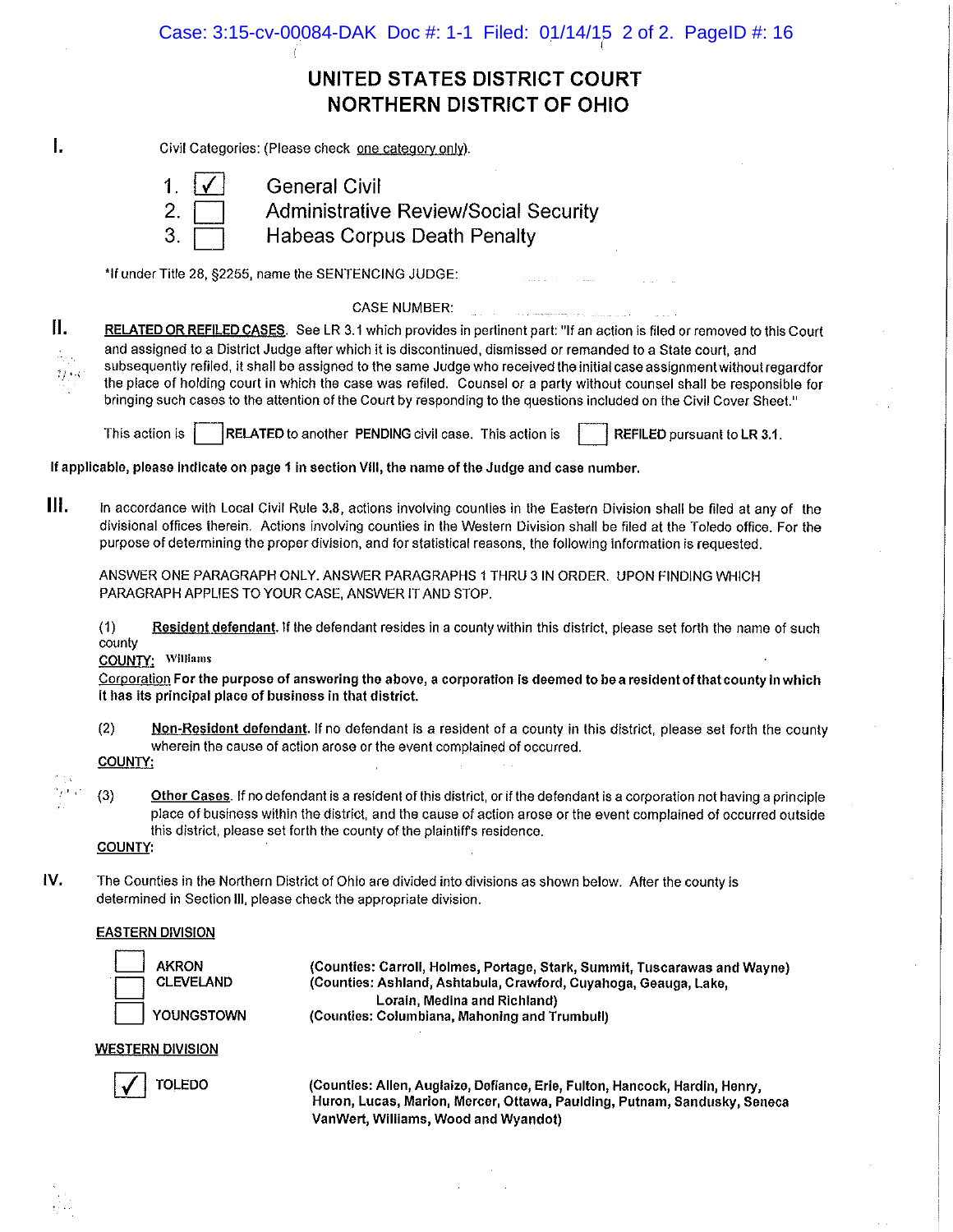# UNITED STATES DISTRICT COURT
# NORTHERN DISTRICT OF OHIO

**I.** Civil Categories: (Please check one category only).

1. [✓] General Civil
2. [ ] Administrative Review/Social Security
3. [ ] Habeas Corpus Death Penalty

*If under Title 28, §2255, name the SENTENCING JUDGE:

CASE NUMBER:

**II.** RELATED OR REFILED CASES. See LR 3.1 which provides in pertinent part: "If an action is filed or removed to this Court and assigned to a District Judge after which it is discontinued, dismissed or remanded to a State court, and subsequently refiled, it shall be assigned to the same Judge who received the initial case assignment without regardfor the place of holding court in which the case was refiled. Counsel or a party without counsel shall be responsible for bringing such cases to the attention of the Court by responding to the questions included on the Civil Cover Sheet."

This action is [ ] RELATED to another PENDING civil case. This action is [ ] REFILED pursuant to LR 3.1.

**If applicable, please indicate on page 1 in section VIII, the name of the Judge and case number.**

**III.** In accordance with Local Civil Rule 3.8, actions involving counties in the Eastern Division shall be filed at any of the divisional offices therein. Actions involving counties in the Western Division shall be filed at the Toledo office. For the purpose of determining the proper division, and for statistical reasons, the following information is requested.

ANSWER ONE PARAGRAPH ONLY. ANSWER PARAGRAPHS 1 THRU 3 IN ORDER. UPON FINDING WHICH PARAGRAPH APPLIES TO YOUR CASE, ANSWER IT AND STOP.

(1) Resident defendant. If the defendant resides in a county within this district, please set forth the name of such county
COUNTY: Williams
Corporation **For the purpose of answering the above, a corporation is deemed to be a resident of that county in which it has its principal place of business in that district.**

(2) Non-Resident defendant. If no defendant is a resident of a county in this district, please set forth the county wherein the cause of action arose or the event complained of occurred.
COUNTY:

(3) Other Cases. If no defendant is a resident of this district, or if the defendant is a corporation not having a principle place of business within the district, and the cause of action arose or the event complained of occurred outside this district, please set forth the county of the plaintiff's residence.
COUNTY:

**IV.** The Counties in the Northern District of Ohio are divided into divisions as shown below. After the county is determined in Section III, please check the appropriate division.

EASTERN DIVISION

- [ ] AKRON — **(Counties: Carroll, Holmes, Portage, Stark, Summit, Tuscarawas and Wayne)**
- [ ] CLEVELAND — **(Counties: Ashland, Ashtabula, Crawford, Cuyahoga, Geauga, Lake, Lorain, Medina and Richland)**
- [ ] YOUNGSTOWN — **(Counties: Columbiana, Mahoning and Trumbull)**

WESTERN DIVISION

- [✓] TOLEDO — **(Counties: Allen, Auglaize, Defiance, Erie, Fulton, Hancock, Hardin, Henry, Huron, Lucas, Marion, Mercer, Ottawa, Paulding, Putnam, Sandusky, Seneca VanWert, Williams, Wood and Wyandot)**